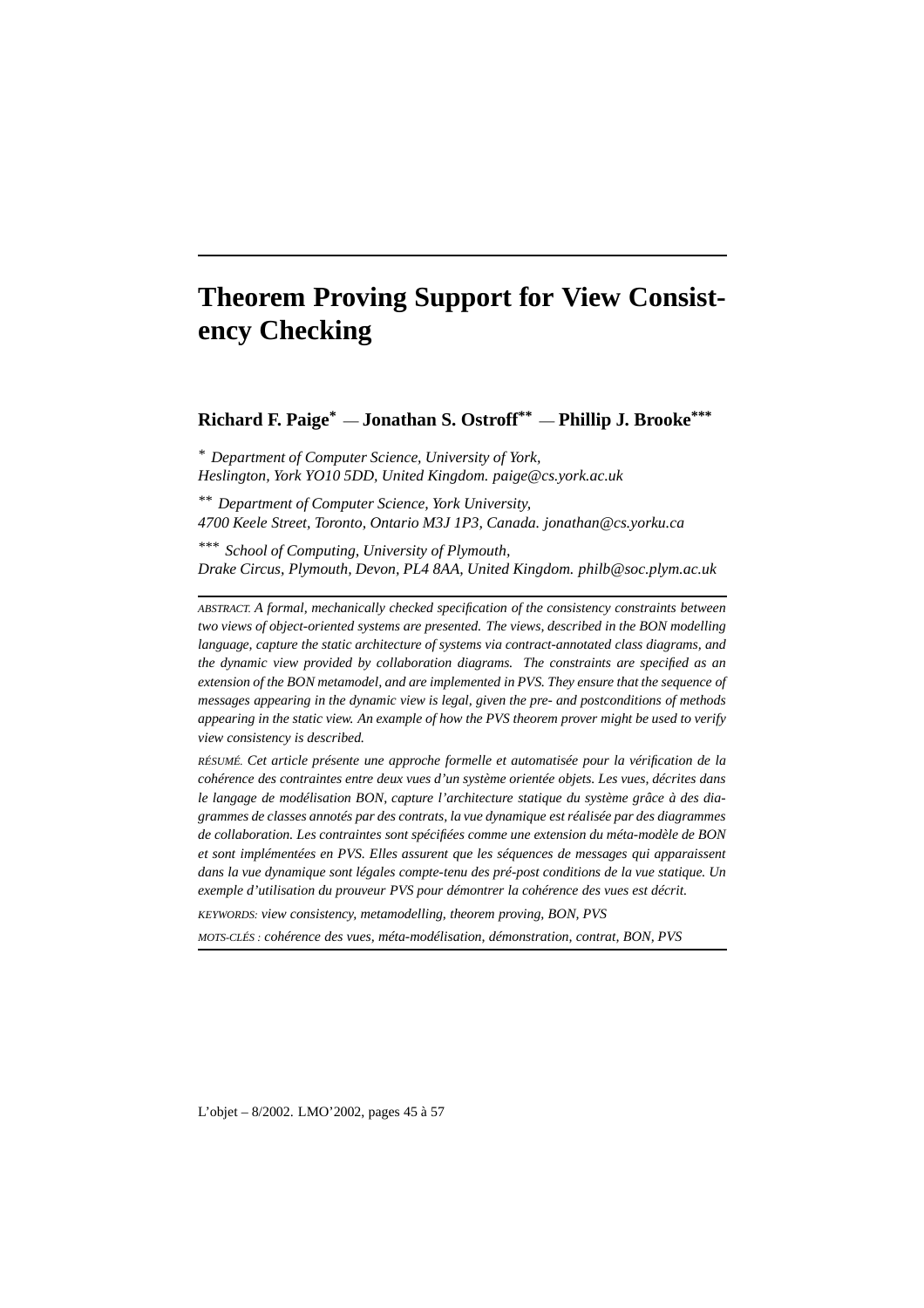# Theorem Proving Support for View Consistency Checking

**Richard F. Paige*** — **Jonathan S. Ostroff**** — **Phillip J. Brooke*****

\* *Department of Computer Science, University of York,*
*Heslington, York YO10 5DD, United Kingdom. paige@cs.york.ac.uk*

\*\* *Department of Computer Science, York University,*
*4700 Keele Street, Toronto, Ontario M3J 1P3, Canada. jonathan@cs.yorku.ca*

\*\*\* *School of Computing, University of Plymouth,*
*Drake Circus, Plymouth, Devon, PL4 8AA, United Kingdom. philb@soc.plym.ac.uk*

ABSTRACT. *A formal, mechanically checked specification of the consistency constraints between two views of object-oriented systems are presented. The views, described in the BON modelling language, capture the static architecture of systems via contract-annotated class diagrams, and the dynamic view provided by collaboration diagrams. The constraints are specified as an extension of the BON metamodel, and are implemented in PVS. They ensure that the sequence of messages appearing in the dynamic view is legal, given the pre- and postconditions of methods appearing in the static view. An example of how the PVS theorem prover might be used to verify view consistency is described.*

RÉSUMÉ. *Cet article présente une approche formelle et automatisée pour la vérification de la cohérence des contraintes entre deux vues d'un système orientée objets. Les vues, décrites dans le langage de modélisation BON, capture l'architecture statique du système grâce à des diagrammes de classes annotés par des contrats, la vue dynamique est réalisée par des diagrammes de collaboration. Les contraintes sont spécifiées comme une extension du méta-modèle de BON et sont implémentées en PVS. Elles assurent que les séquences de messages qui apparaissent dans la vue dynamique sont légales compte-tenu des pré-post conditions de la vue statique. Un exemple d'utilisation du prouveur PVS pour démontrer la cohérence des vues est décrit.*

KEYWORDS: *view consistency, metamodelling, theorem proving, BON, PVS*

MOTS-CLÉS : *cohérence des vues, méta-modélisation, démonstration, contrat, BON, PVS*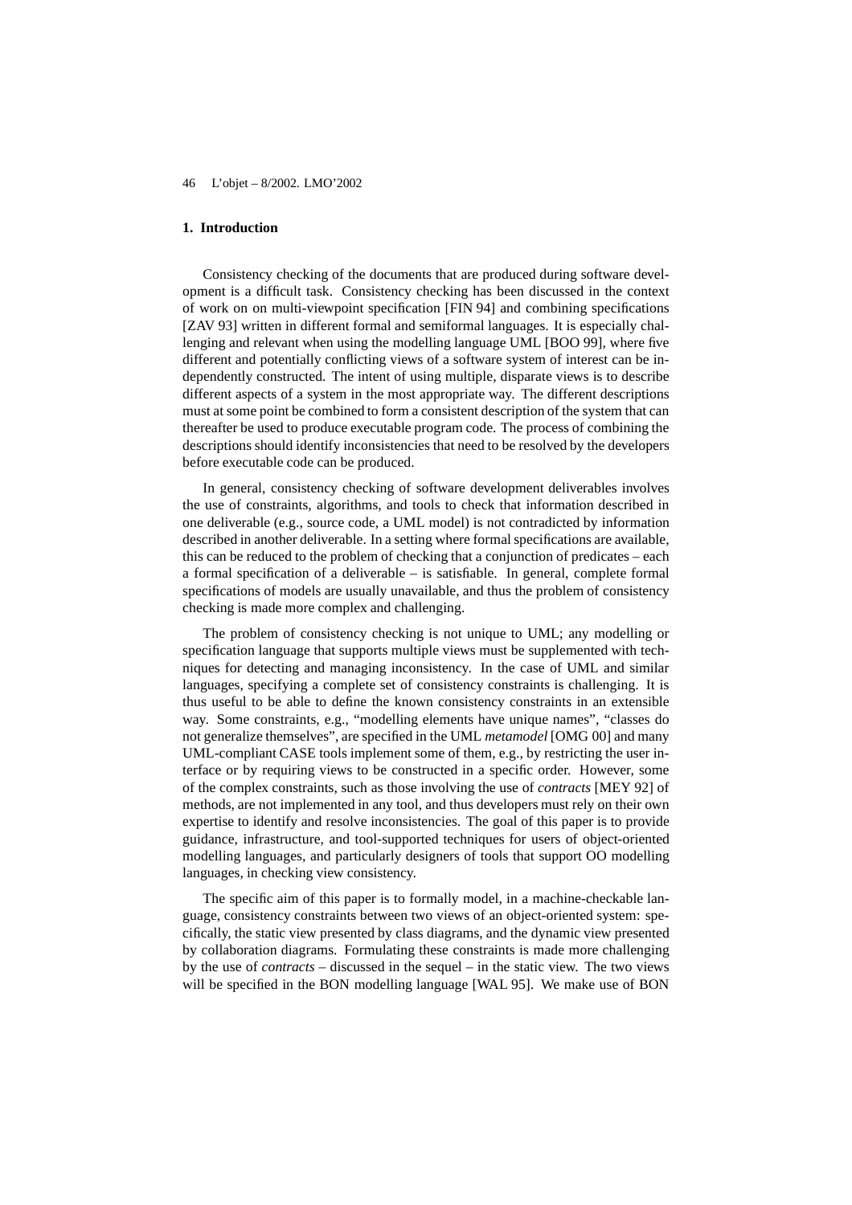## 1. Introduction

Consistency checking of the documents that are produced during software development is a difficult task. Consistency checking has been discussed in the context of work on on multi-viewpoint specification [FIN 94] and combining specifications [ZAV 93] written in different formal and semiformal languages. It is especially challenging and relevant when using the modelling language UML [BOO 99], where five different and potentially conflicting views of a software system of interest can be independently constructed. The intent of using multiple, disparate views is to describe different aspects of a system in the most appropriate way. The different descriptions must at some point be combined to form a consistent description of the system that can thereafter be used to produce executable program code. The process of combining the descriptions should identify inconsistencies that need to be resolved by the developers before executable code can be produced.

In general, consistency checking of software development deliverables involves the use of constraints, algorithms, and tools to check that information described in one deliverable (e.g., source code, a UML model) is not contradicted by information described in another deliverable. In a setting where formal specifications are available, this can be reduced to the problem of checking that a conjunction of predicates – each a formal specification of a deliverable – is satisfiable. In general, complete formal specifications of models are usually unavailable, and thus the problem of consistency checking is made more complex and challenging.

The problem of consistency checking is not unique to UML; any modelling or specification language that supports multiple views must be supplemented with techniques for detecting and managing inconsistency. In the case of UML and similar languages, specifying a complete set of consistency constraints is challenging. It is thus useful to be able to define the known consistency constraints in an extensible way. Some constraints, e.g., "modelling elements have unique names", "classes do not generalize themselves", are specified in the UML *metamodel* [OMG 00] and many UML-compliant CASE tools implement some of them, e.g., by restricting the user interface or by requiring views to be constructed in a specific order. However, some of the complex constraints, such as those involving the use of *contracts* [MEY 92] of methods, are not implemented in any tool, and thus developers must rely on their own expertise to identify and resolve inconsistencies. The goal of this paper is to provide guidance, infrastructure, and tool-supported techniques for users of object-oriented modelling languages, and particularly designers of tools that support OO modelling languages, in checking view consistency.

The specific aim of this paper is to formally model, in a machine-checkable language, consistency constraints between two views of an object-oriented system: specifically, the static view presented by class diagrams, and the dynamic view presented by collaboration diagrams. Formulating these constraints is made more challenging by the use of *contracts* – discussed in the sequel – in the static view. The two views will be specified in the BON modelling language [WAL 95]. We make use of BON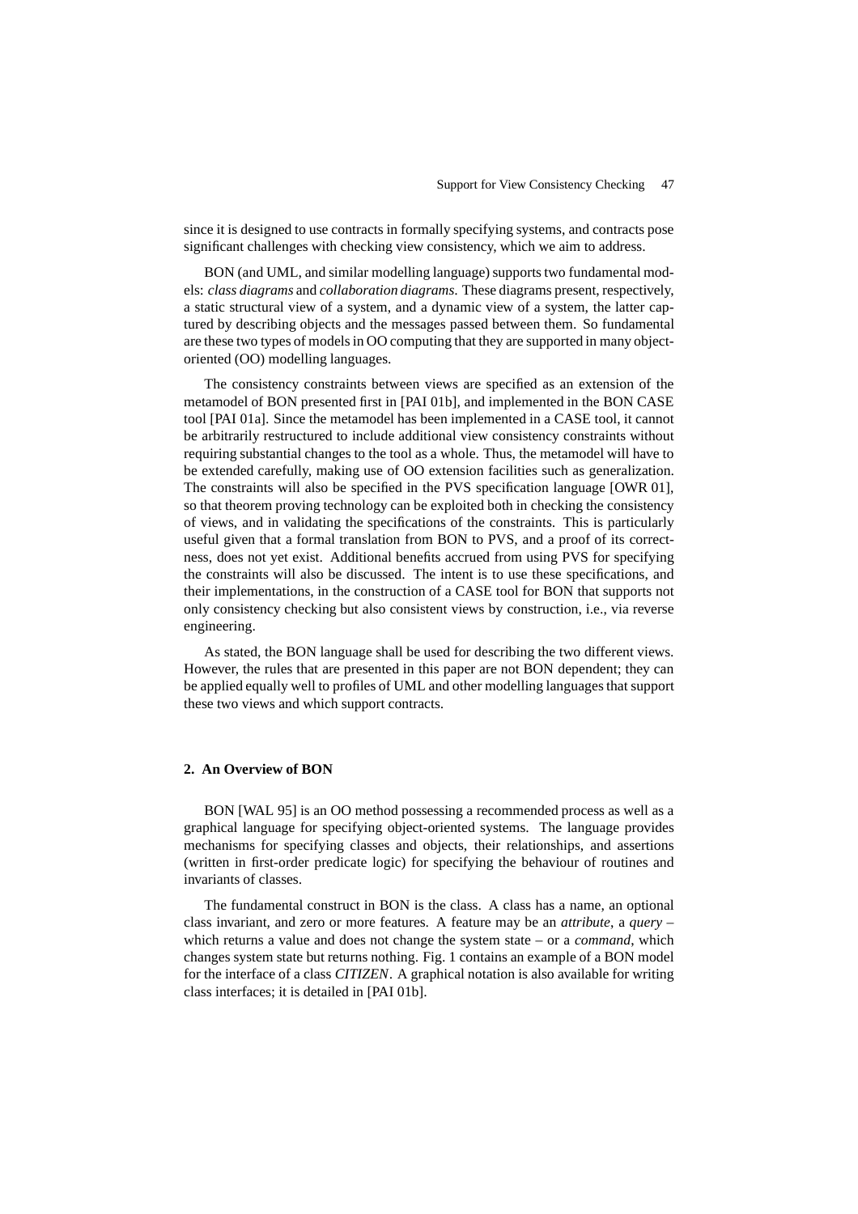since it is designed to use contracts in formally specifying systems, and contracts pose significant challenges with checking view consistency, which we aim to address.

BON (and UML, and similar modelling language) supports two fundamental models: *class diagrams* and *collaboration diagrams*. These diagrams present, respectively, a static structural view of a system, and a dynamic view of a system, the latter captured by describing objects and the messages passed between them. So fundamental are these two types of models in OO computing that they are supported in many object-oriented (OO) modelling languages.

The consistency constraints between views are specified as an extension of the metamodel of BON presented first in [PAI 01b], and implemented in the BON CASE tool [PAI 01a]. Since the metamodel has been implemented in a CASE tool, it cannot be arbitrarily restructured to include additional view consistency constraints without requiring substantial changes to the tool as a whole. Thus, the metamodel will have to be extended carefully, making use of OO extension facilities such as generalization. The constraints will also be specified in the PVS specification language [OWR 01], so that theorem proving technology can be exploited both in checking the consistency of views, and in validating the specifications of the constraints. This is particularly useful given that a formal translation from BON to PVS, and a proof of its correctness, does not yet exist. Additional benefits accrued from using PVS for specifying the constraints will also be discussed. The intent is to use these specifications, and their implementations, in the construction of a CASE tool for BON that supports not only consistency checking but also consistent views by construction, i.e., via reverse engineering.

As stated, the BON language shall be used for describing the two different views. However, the rules that are presented in this paper are not BON dependent; they can be applied equally well to profiles of UML and other modelling languages that support these two views and which support contracts.

## 2. An Overview of BON

BON [WAL 95] is an OO method possessing a recommended process as well as a graphical language for specifying object-oriented systems. The language provides mechanisms for specifying classes and objects, their relationships, and assertions (written in first-order predicate logic) for specifying the behaviour of routines and invariants of classes.

The fundamental construct in BON is the class. A class has a name, an optional class invariant, and zero or more features. A feature may be an *attribute*, a *query* – which returns a value and does not change the system state – or a *command*, which changes system state but returns nothing. Fig. 1 contains an example of a BON model for the interface of a class *CITIZEN*. A graphical notation is also available for writing class interfaces; it is detailed in [PAI 01b].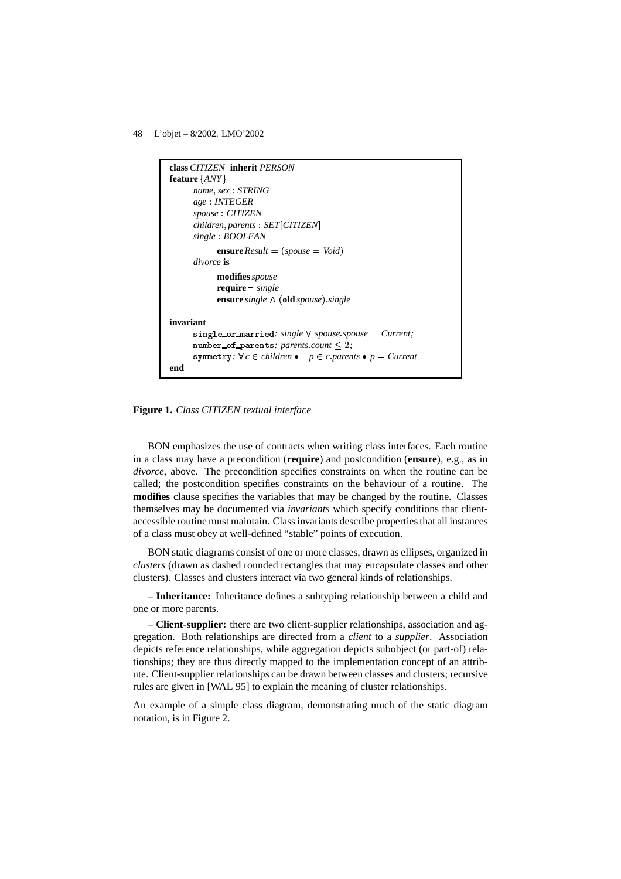```
class CITIZEN inherit PERSON
feature {ANY}
    name, sex : STRING
    age : INTEGER
    spouse : CITIZEN
    children, parents : SET[CITIZEN]
    single : BOOLEAN
        ensure Result = (spouse = Void)
    divorce is
        modifies spouse
        require ¬ single
        ensure single ∧ (old spouse).single

invariant
    single_or_married: single ∨ spouse.spouse = Current;
    number_of_parents: parents.count ≤ 2;
    symmetry: ∀ c ∈ children • ∃ p ∈ c.parents • p = Current
end
```

**Figure 1.** *Class CITIZEN textual interface*

BON emphasizes the use of contracts when writing class interfaces. Each routine in a class may have a precondition (**require**) and postcondition (**ensure**), e.g., as in *divorce*, above. The precondition specifies constraints on when the routine can be called; the postcondition specifies constraints on the behaviour of a routine. The **modifies** clause specifies the variables that may be changed by the routine. Classes themselves may be documented via *invariants* which specify conditions that client-accessible routine must maintain. Class invariants describe properties that all instances of a class must obey at well-defined "stable" points of execution.

BON static diagrams consist of one or more classes, drawn as ellipses, organized in *clusters* (drawn as dashed rounded rectangles that may encapsulate classes and other clusters). Classes and clusters interact via two general kinds of relationships.

– **Inheritance:** Inheritance defines a subtyping relationship between a child and one or more parents.

– **Client-supplier:** there are two client-supplier relationships, association and aggregation. Both relationships are directed from a *client* to a *supplier*. Association depicts reference relationships, while aggregation depicts subobject (or part-of) relationships; they are thus directly mapped to the implementation concept of an attribute. Client-supplier relationships can be drawn between classes and clusters; recursive rules are given in [WAL 95] to explain the meaning of cluster relationships.

An example of a simple class diagram, demonstrating much of the static diagram notation, is in Figure 2.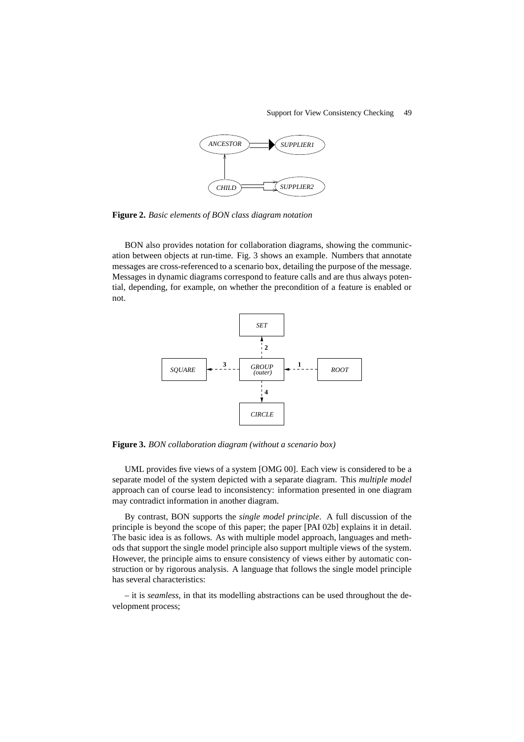**Figure 2.** *Basic elements of BON class diagram notation*

BON also provides notation for collaboration diagrams, showing the communication between objects at run-time. Fig. 3 shows an example. Numbers that annotate messages are cross-referenced to a scenario box, detailing the purpose of the message. Messages in dynamic diagrams correspond to feature calls and are thus always potential, depending, for example, on whether the precondition of a feature is enabled or not.

**Figure 3.** *BON collaboration diagram (without a scenario box)*

UML provides five views of a system [OMG 00]. Each view is considered to be a separate model of the system depicted with a separate diagram. This *multiple model* approach can of course lead to inconsistency: information presented in one diagram may contradict information in another diagram.

By contrast, BON supports the *single model principle*. A full discussion of the principle is beyond the scope of this paper; the paper [PAI 02b] explains it in detail. The basic idea is as follows. As with multiple model approach, languages and methods that support the single model principle also support multiple views of the system. However, the principle aims to ensure consistency of views either by automatic construction or by rigorous analysis. A language that follows the single model principle has several characteristics:

– it is *seamless*, in that its modelling abstractions can be used throughout the development process;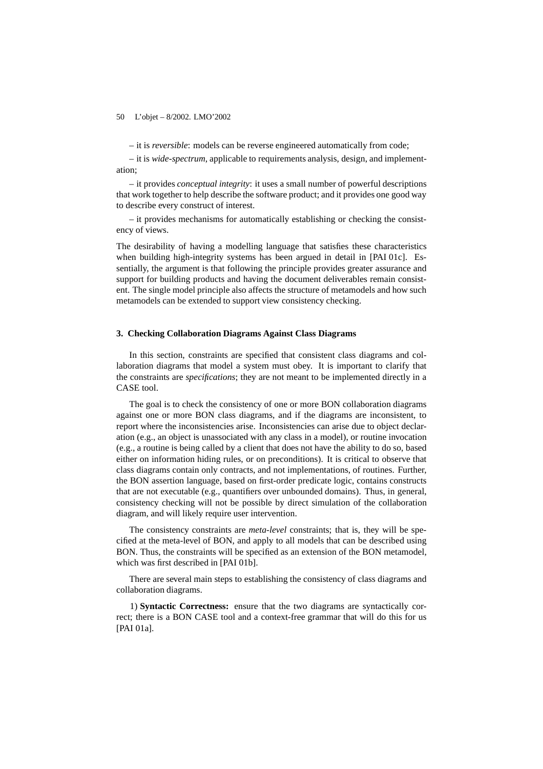– it is *reversible*: models can be reverse engineered automatically from code;

– it is *wide-spectrum*, applicable to requirements analysis, design, and implementation;

– it provides *conceptual integrity*: it uses a small number of powerful descriptions that work together to help describe the software product; and it provides one good way to describe every construct of interest.

– it provides mechanisms for automatically establishing or checking the consistency of views.

The desirability of having a modelling language that satisfies these characteristics when building high-integrity systems has been argued in detail in [PAI 01c]. Essentially, the argument is that following the principle provides greater assurance and support for building products and having the document deliverables remain consistent. The single model principle also affects the structure of metamodels and how such metamodels can be extended to support view consistency checking.

## 3. Checking Collaboration Diagrams Against Class Diagrams

In this section, constraints are specified that consistent class diagrams and collaboration diagrams that model a system must obey. It is important to clarify that the constraints are *specifications*; they are not meant to be implemented directly in a CASE tool.

The goal is to check the consistency of one or more BON collaboration diagrams against one or more BON class diagrams, and if the diagrams are inconsistent, to report where the inconsistencies arise. Inconsistencies can arise due to object declaration (e.g., an object is unassociated with any class in a model), or routine invocation (e.g., a routine is being called by a client that does not have the ability to do so, based either on information hiding rules, or on preconditions). It is critical to observe that class diagrams contain only contracts, and not implementations, of routines. Further, the BON assertion language, based on first-order predicate logic, contains constructs that are not executable (e.g., quantifiers over unbounded domains). Thus, in general, consistency checking will not be possible by direct simulation of the collaboration diagram, and will likely require user intervention.

The consistency constraints are *meta-level* constraints; that is, they will be specified at the meta-level of BON, and apply to all models that can be described using BON. Thus, the constraints will be specified as an extension of the BON metamodel, which was first described in [PAI 01b].

There are several main steps to establishing the consistency of class diagrams and collaboration diagrams.

1) **Syntactic Correctness:** ensure that the two diagrams are syntactically correct; there is a BON CASE tool and a context-free grammar that will do this for us [PAI 01a].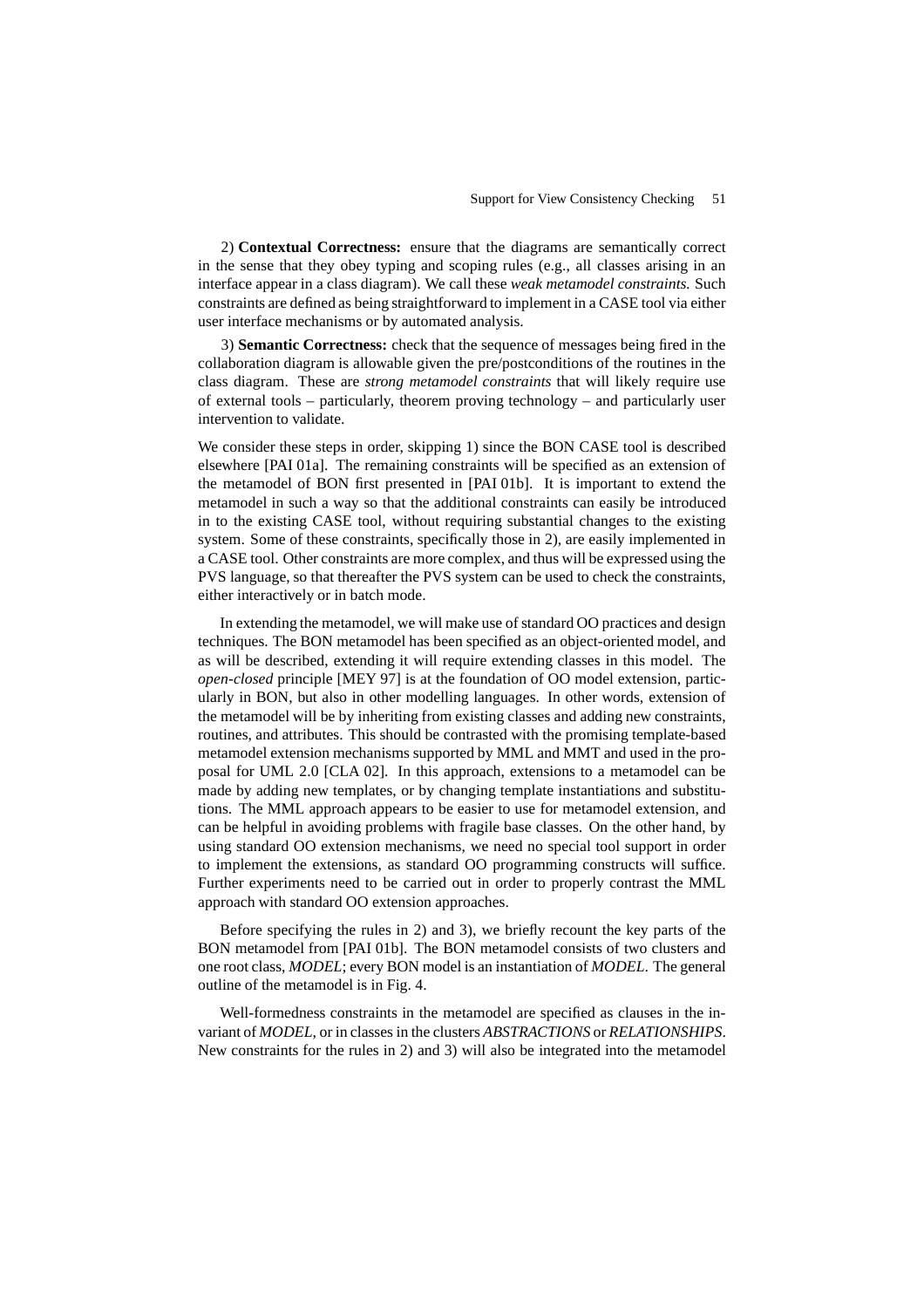2) **Contextual Correctness:** ensure that the diagrams are semantically correct in the sense that they obey typing and scoping rules (e.g., all classes arising in an interface appear in a class diagram). We call these *weak metamodel constraints.* Such constraints are defined as being straightforward to implement in a CASE tool via either user interface mechanisms or by automated analysis.

3) **Semantic Correctness:** check that the sequence of messages being fired in the collaboration diagram is allowable given the pre/postconditions of the routines in the class diagram. These are *strong metamodel constraints* that will likely require use of external tools – particularly, theorem proving technology – and particularly user intervention to validate.

We consider these steps in order, skipping 1) since the BON CASE tool is described elsewhere [PAI 01a]. The remaining constraints will be specified as an extension of the metamodel of BON first presented in [PAI 01b]. It is important to extend the metamodel in such a way so that the additional constraints can easily be introduced in to the existing CASE tool, without requiring substantial changes to the existing system. Some of these constraints, specifically those in 2), are easily implemented in a CASE tool. Other constraints are more complex, and thus will be expressed using the PVS language, so that thereafter the PVS system can be used to check the constraints, either interactively or in batch mode.

In extending the metamodel, we will make use of standard OO practices and design techniques. The BON metamodel has been specified as an object-oriented model, and as will be described, extending it will require extending classes in this model. The *open-closed* principle [MEY 97] is at the foundation of OO model extension, particularly in BON, but also in other modelling languages. In other words, extension of the metamodel will be by inheriting from existing classes and adding new constraints, routines, and attributes. This should be contrasted with the promising template-based metamodel extension mechanisms supported by MML and MMT and used in the proposal for UML 2.0 [CLA 02]. In this approach, extensions to a metamodel can be made by adding new templates, or by changing template instantiations and substitutions. The MML approach appears to be easier to use for metamodel extension, and can be helpful in avoiding problems with fragile base classes. On the other hand, by using standard OO extension mechanisms, we need no special tool support in order to implement the extensions, as standard OO programming constructs will suffice. Further experiments need to be carried out in order to properly contrast the MML approach with standard OO extension approaches.

Before specifying the rules in 2) and 3), we briefly recount the key parts of the BON metamodel from [PAI 01b]. The BON metamodel consists of two clusters and one root class, *MODEL*; every BON model is an instantiation of *MODEL*. The general outline of the metamodel is in Fig. 4.

Well-formedness constraints in the metamodel are specified as clauses in the invariant of *MODEL*, or in classes in the clusters *ABSTRACTIONS* or *RELATIONSHIPS*. New constraints for the rules in 2) and 3) will also be integrated into the metamodel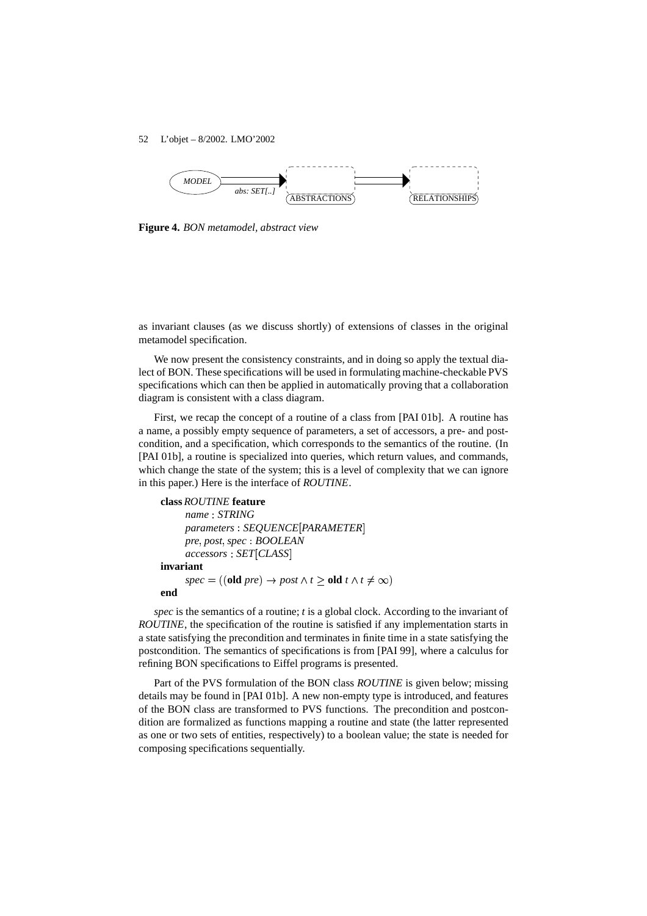MODEL — abs: SET[..] → ABSTRACTIONS → RELATIONSHIPS

**Figure 4.** *BON metamodel, abstract view*

as invariant clauses (as we discuss shortly) of extensions of classes in the original metamodel specification.

We now present the consistency constraints, and in doing so apply the textual dialect of BON. These specifications will be used in formulating machine-checkable PVS specifications which can then be applied in automatically proving that a collaboration diagram is consistent with a class diagram.

First, we recap the concept of a routine of a class from [PAI 01b]. A routine has a name, a possibly empty sequence of parameters, a set of accessors, a pre- and post-condition, and a specification, which corresponds to the semantics of the routine. (In [PAI 01b], a routine is specialized into queries, which return values, and commands, which change the state of the system; this is a level of complexity that we can ignore in this paper.) Here is the interface of *ROUTINE*.

**class** *ROUTINE* **feature**
*name* : *STRING*
*parameters* : *SEQUENCE*[*PARAMETER*]
*pre*, *post*, *spec* : *BOOLEAN*
*accessors* : *SET*[*CLASS*]
**invariant**
$spec = ((\textbf{old}\ pre) \rightarrow post \wedge t \geq \textbf{old}\ t \wedge t \neq \infty)$
**end**

*spec* is the semantics of a routine; *t* is a global clock. According to the invariant of *ROUTINE*, the specification of the routine is satisfied if any implementation starts in a state satisfying the precondition and terminates in finite time in a state satisfying the postcondition. The semantics of specifications is from [PAI 99], where a calculus for refining BON specifications to Eiffel programs is presented.

Part of the PVS formulation of the BON class *ROUTINE* is given below; missing details may be found in [PAI 01b]. A new non-empty type is introduced, and features of the BON class are transformed to PVS functions. The precondition and postcondition are formalized as functions mapping a routine and state (the latter represented as one or two sets of entities, respectively) to a boolean value; the state is needed for composing specifications sequentially.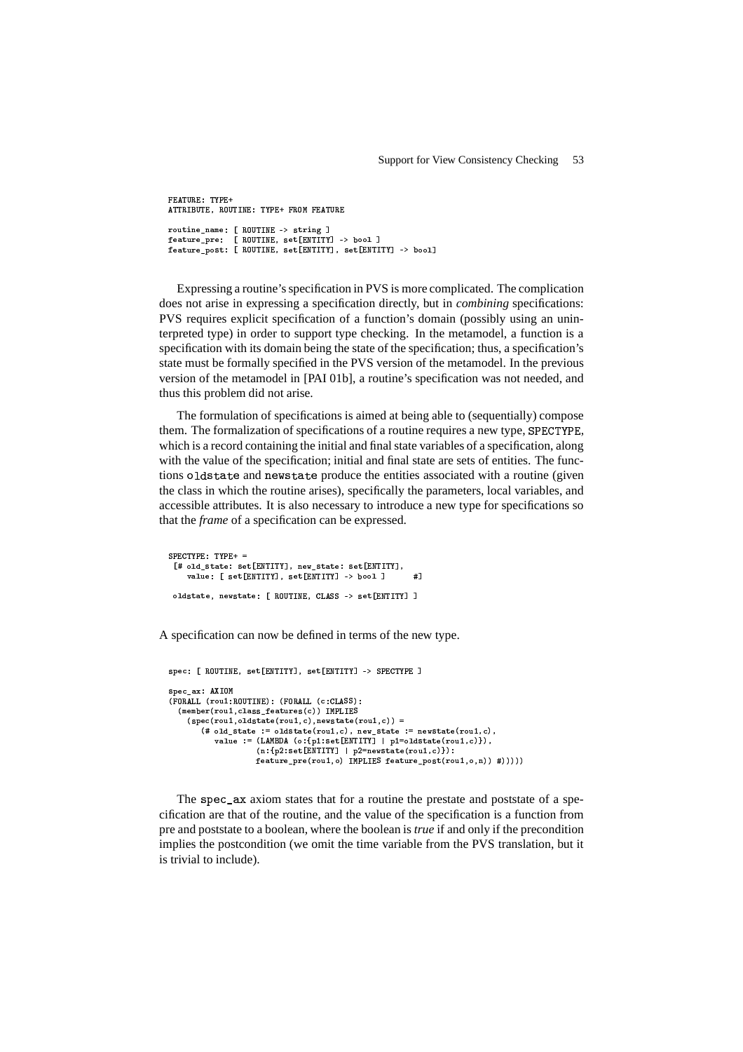```
FEATURE: TYPE+
ATTRIBUTE, ROUTINE: TYPE+ FROM FEATURE

routine_name: [ ROUTINE -> string ]
feature_pre:  [ ROUTINE, set[ENTITY] -> bool ]
feature_post: [ ROUTINE, set[ENTITY], set[ENTITY] -> bool]
```

Expressing a routine's specification in PVS is more complicated. The complication does not arise in expressing a specification directly, but in *combining* specifications: PVS requires explicit specification of a function's domain (possibly using an uninterpreted type) in order to support type checking. In the metamodel, a function is a specification with its domain being the state of the specification; thus, a specification's state must be formally specified in the PVS version of the metamodel. In the previous version of the metamodel in [PAI 01b], a routine's specification was not needed, and thus this problem did not arise.

The formulation of specifications is aimed at being able to (sequentially) compose them. The formalization of specifications of a routine requires a new type, SPECTYPE, which is a record containing the initial and final state variables of a specification, along with the value of the specification; initial and final state are sets of entities. The functions oldstate and newstate produce the entities associated with a routine (given the class in which the routine arises), specifically the parameters, local variables, and accessible attributes. It is also necessary to introduce a new type for specifications so that the *frame* of a specification can be expressed.

```
SPECTYPE: TYPE+ =
 [# old_state: set[ENTITY], new_state: set[ENTITY],
    value: [ set[ENTITY], set[ENTITY] -> bool ]      #]

 oldstate, newstate: [ ROUTINE, CLASS -> set[ENTITY] ]
```

A specification can now be defined in terms of the new type.

```
spec: [ ROUTINE, set[ENTITY], set[ENTITY] -> SPECTYPE ]

spec_ax: AXIOM
(FORALL (rou1:ROUTINE): (FORALL (c:CLASS):
  (member(rou1,class_features(c)) IMPLIES
    (spec(rou1,oldstate(rou1,c),newstate(rou1,c)) =
       (# old_state := oldstate(rou1,c), new_state := newstate(rou1,c),
          value := (LAMBDA (o:{p1:set[ENTITY] | p1=oldstate(rou1,c)}),
                  (n:{p2:set[ENTITY] | p2=newstate(rou1,c)}):
                  feature_pre(rou1,o) IMPLIES feature_post(rou1,o,n)) #)))))
```

The spec_ax axiom states that for a routine the prestate and poststate of a specification are that of the routine, and the value of the specification is a function from pre and poststate to a boolean, where the boolean is *true* if and only if the precondition implies the postcondition (we omit the time variable from the PVS translation, but it is trivial to include).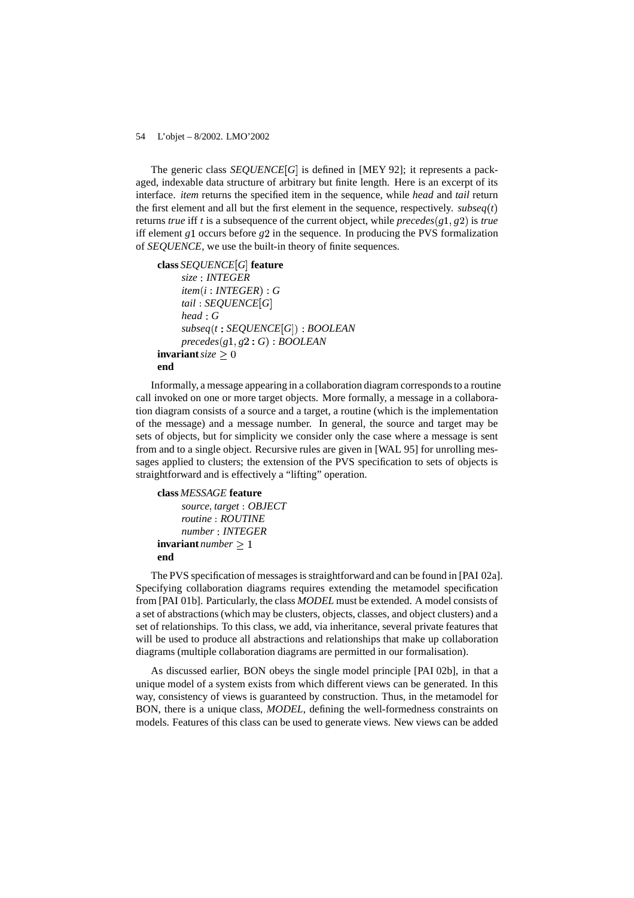The generic class *SEQUENCE*$[G]$ is defined in [MEY 92]; it represents a packaged, indexable data structure of arbitrary but finite length. Here is an excerpt of its interface. *item* returns the specified item in the sequence, while *head* and *tail* return the first element and all but the first element in the sequence, respectively. *subseq*$(t)$ returns *true* iff $t$ is a subsequence of the current object, while *precedes*$(g1, g2)$ is *true* iff element $g1$ occurs before $g2$ in the sequence. In producing the PVS formalization of *SEQUENCE*, we use the built-in theory of finite sequences.

```
class SEQUENCE[G] feature
    size : INTEGER
    item(i : INTEGER) : G
    tail : SEQUENCE[G]
    head : G
    subseq(t : SEQUENCE[G]) : BOOLEAN
    precedes(g1, g2 : G) : BOOLEAN
invariant size ≥ 0
end
```

Informally, a message appearing in a collaboration diagram corresponds to a routine call invoked on one or more target objects. More formally, a message in a collaboration diagram consists of a source and a target, a routine (which is the implementation of the message) and a message number. In general, the source and target may be sets of objects, but for simplicity we consider only the case where a message is sent from and to a single object. Recursive rules are given in [WAL 95] for unrolling messages applied to clusters; the extension of the PVS specification to sets of objects is straightforward and is effectively a "lifting" operation.

```
class MESSAGE feature
    source, target : OBJECT
    routine : ROUTINE
    number : INTEGER
invariant number ≥ 1
end
```

The PVS specification of messages is straightforward and can be found in [PAI 02a]. Specifying collaboration diagrams requires extending the metamodel specification from [PAI 01b]. Particularly, the class *MODEL* must be extended. A model consists of a set of abstractions (which may be clusters, objects, classes, and object clusters) and a set of relationships. To this class, we add, via inheritance, several private features that will be used to produce all abstractions and relationships that make up collaboration diagrams (multiple collaboration diagrams are permitted in our formalisation).

As discussed earlier, BON obeys the single model principle [PAI 02b], in that a unique model of a system exists from which different views can be generated. In this way, consistency of views is guaranteed by construction. Thus, in the metamodel for BON, there is a unique class, *MODEL*, defining the well-formedness constraints on models. Features of this class can be used to generate views. New views can be added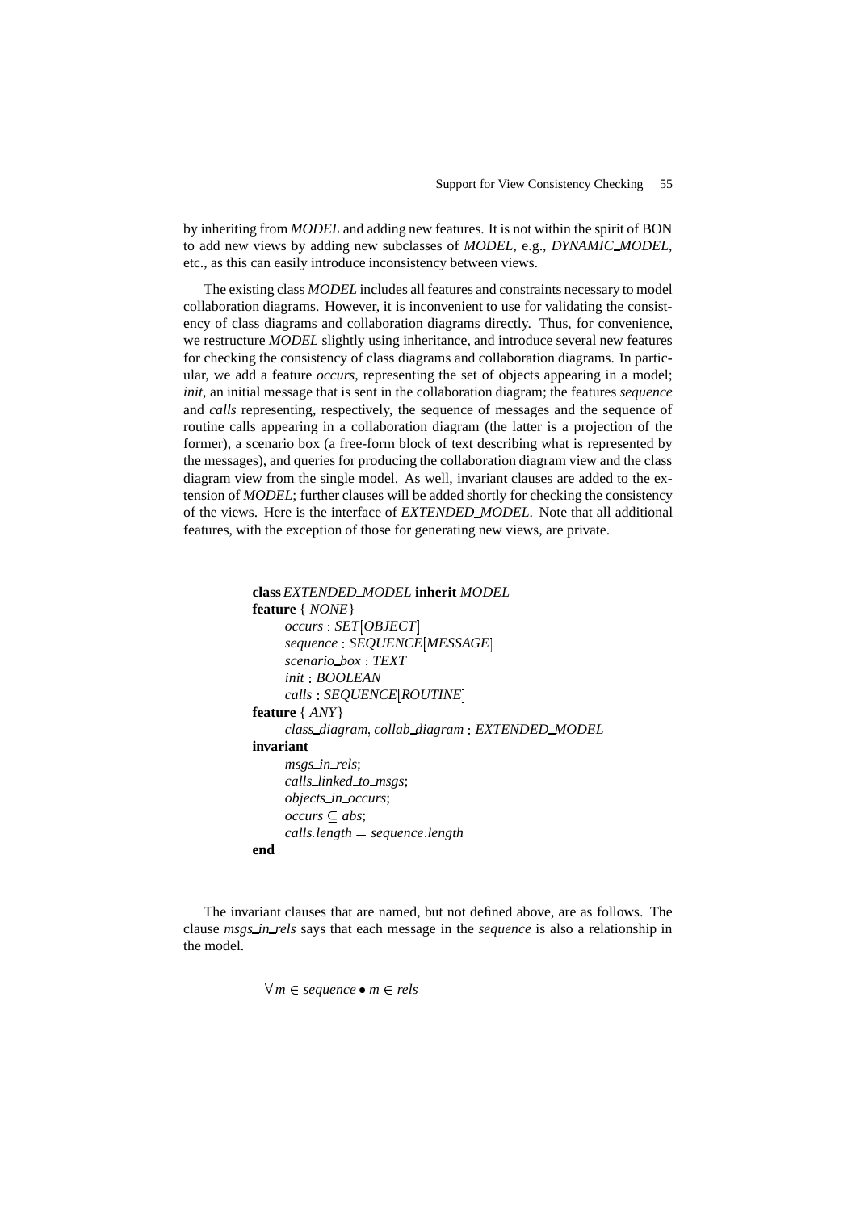by inheriting from *MODEL* and adding new features. It is not within the spirit of BON to add new views by adding new subclasses of *MODEL*, e.g., *DYNAMIC_MODEL*, etc., as this can easily introduce inconsistency between views.

The existing class *MODEL* includes all features and constraints necessary to model collaboration diagrams. However, it is inconvenient to use for validating the consistency of class diagrams and collaboration diagrams directly. Thus, for convenience, we restructure *MODEL* slightly using inheritance, and introduce several new features for checking the consistency of class diagrams and collaboration diagrams. In particular, we add a feature *occurs*, representing the set of objects appearing in a model; *init*, an initial message that is sent in the collaboration diagram; the features *sequence* and *calls* representing, respectively, the sequence of messages and the sequence of routine calls appearing in a collaboration diagram (the latter is a projection of the former), a scenario box (a free-form block of text describing what is represented by the messages), and queries for producing the collaboration diagram view and the class diagram view from the single model. As well, invariant clauses are added to the extension of *MODEL*; further clauses will be added shortly for checking the consistency of the views. Here is the interface of *EXTENDED_MODEL*. Note that all additional features, with the exception of those for generating new views, are private.

```
class EXTENDED_MODEL inherit MODEL
feature { NONE }
    occurs : SET[OBJECT]
    sequence : SEQUENCE[MESSAGE]
    scenario_box : TEXT
    init : BOOLEAN
    calls : SEQUENCE[ROUTINE]
feature { ANY }
    class_diagram, collab_diagram : EXTENDED_MODEL
invariant
    msgs_in_rels;
    calls_linked_to_msgs;
    objects_in_occurs;
    occurs ⊆ abs;
    calls.length = sequence.length
end
```

The invariant clauses that are named, but not defined above, are as follows. The clause *msgs_in_rels* says that each message in the *sequence* is also a relationship in the model.

$$\forall m \in sequence \bullet m \in rels$$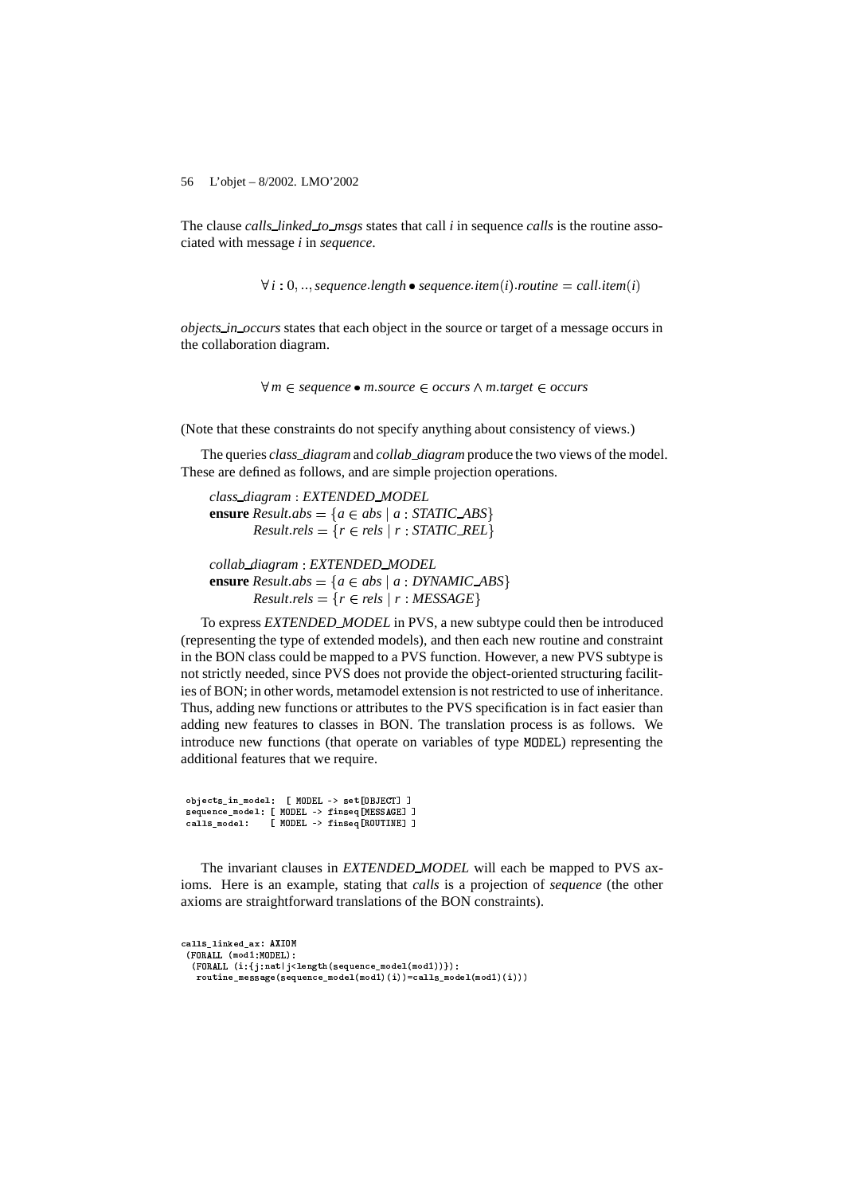The clause *calls_linked_to_msgs* states that call *i* in sequence *calls* is the routine associated with message *i* in *sequence*.

$$\forall i : 0, .., sequence.length \bullet sequence.item(i).routine = call.item(i)$$

*objects_in_occurs* states that each object in the source or target of a message occurs in the collaboration diagram.

$$\forall m \in sequence \bullet m.source \in occurs \wedge m.target \in occurs$$

(Note that these constraints do not specify anything about consistency of views.)

The queries *class_diagram* and *collab_diagram* produce the two views of the model. These are defined as follows, and are simple projection operations.

$class\_diagram : EXTENDED\_MODEL$
**ensure** $Result.abs = \{a \in abs \mid a : STATIC\_ABS\}$
$\quad Result.rels = \{r \in rels \mid r : STATIC\_REL\}$

$collab\_diagram : EXTENDED\_MODEL$
**ensure** $Result.abs = \{a \in abs \mid a : DYNAMIC\_ABS\}$
$\quad Result.rels = \{r \in rels \mid r : MESSAGE\}$

To express *EXTENDED_MODEL* in PVS, a new subtype could then be introduced (representing the type of extended models), and then each new routine and constraint in the BON class could be mapped to a PVS function. However, a new PVS subtype is not strictly needed, since PVS does not provide the object-oriented structuring facilities of BON; in other words, metamodel extension is not restricted to use of inheritance. Thus, adding new functions or attributes to the PVS specification is in fact easier than adding new features to classes in BON. The translation process is as follows. We introduce new functions (that operate on variables of type MODEL) representing the additional features that we require.

```
objects_in_model:  [ MODEL -> set[OBJECT] ]
sequence_model: [ MODEL -> finseq[MESSAGE] ]
calls_model:    [ MODEL -> finseq[ROUTINE] ]
```

The invariant clauses in *EXTENDED_MODEL* will each be mapped to PVS axioms. Here is an example, stating that *calls* is a projection of *sequence* (the other axioms are straightforward translations of the BON constraints).

```
calls_linked_ax: AXIOM
 (FORALL (mod1:MODEL):
  (FORALL (i:{j:nat|j<length(sequence_model(mod1))}):
   routine_message(sequence_model(mod1)(i))=calls_model(mod1)(i)))
```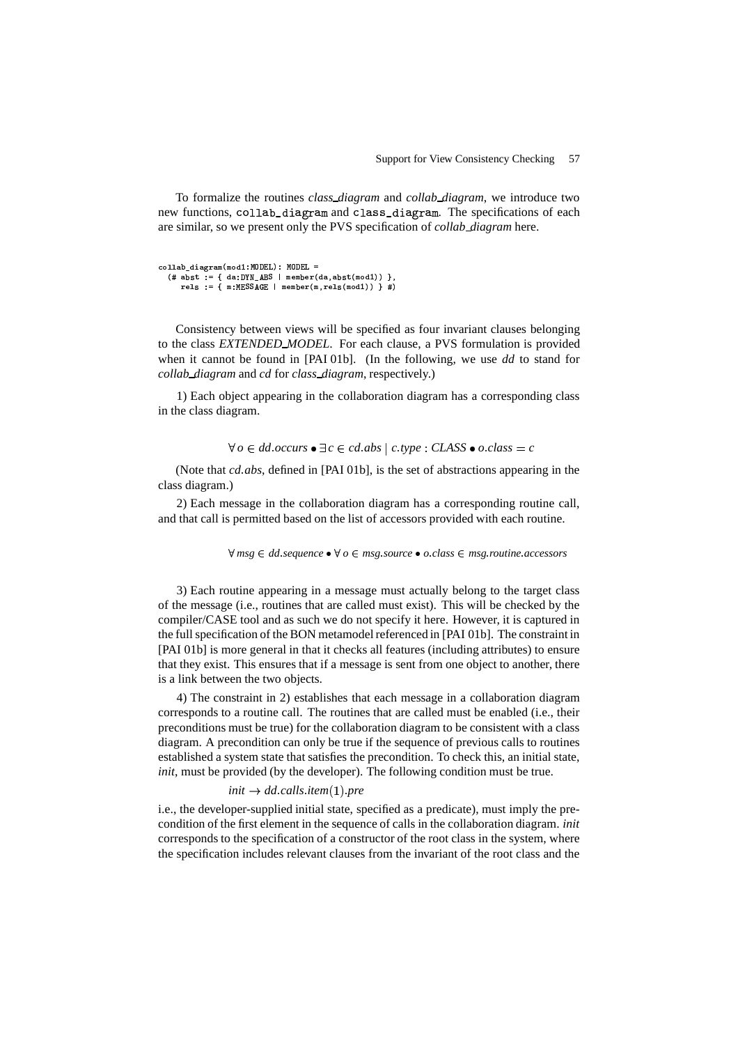To formalize the routines *class_diagram* and *collab_diagram*, we introduce two new functions, `collab_diagram` and `class_diagram`. The specifications of each are similar, so we present only the PVS specification of *collab_diagram* here.

```
collab_diagram(mod1:MODEL): MODEL =
  (# abst := { da:DYN_ABS | member(da,abst(mod1)) },
     rels := { m:MESSAGE | member(m,rels(mod1)) } #)
```

Consistency between views will be specified as four invariant clauses belonging to the class *EXTENDED_MODEL*. For each clause, a PVS formulation is provided when it cannot be found in [PAI 01b]. (In the following, we use *dd* to stand for *collab_diagram* and *cd* for *class_diagram*, respectively.)

1) Each object appearing in the collaboration diagram has a corresponding class in the class diagram.

$$\forall\, o \in dd.occurs \bullet \exists\, c \in cd.abs \mid c.type : CLASS \bullet o.class = c$$

(Note that *cd.abs*, defined in [PAI 01b], is the set of abstractions appearing in the class diagram.)

2) Each message in the collaboration diagram has a corresponding routine call, and that call is permitted based on the list of accessors provided with each routine.

$$\forall\, msg \in dd.sequence \bullet \forall\, o \in msg.source \bullet o.class \in msg.routine.accessors$$

3) Each routine appearing in a message must actually belong to the target class of the message (i.e., routines that are called must exist). This will be checked by the compiler/CASE tool and as such we do not specify it here. However, it is captured in the full specification of the BON metamodel referenced in [PAI 01b]. The constraint in [PAI 01b] is more general in that it checks all features (including attributes) to ensure that they exist. This ensures that if a message is sent from one object to another, there is a link between the two objects.

4) The constraint in 2) establishes that each message in a collaboration diagram corresponds to a routine call. The routines that are called must be enabled (i.e., their preconditions must be true) for the collaboration diagram to be consistent with a class diagram. A precondition can only be true if the sequence of previous calls to routines established a system state that satisfies the precondition. To check this, an initial state, *init*, must be provided (by the developer). The following condition must be true.

$$init \rightarrow dd.calls.item(1).pre$$

i.e., the developer-supplied initial state, specified as a predicate), must imply the precondition of the first element in the sequence of calls in the collaboration diagram. *init* corresponds to the specification of a constructor of the root class in the system, where the specification includes relevant clauses from the invariant of the root class and the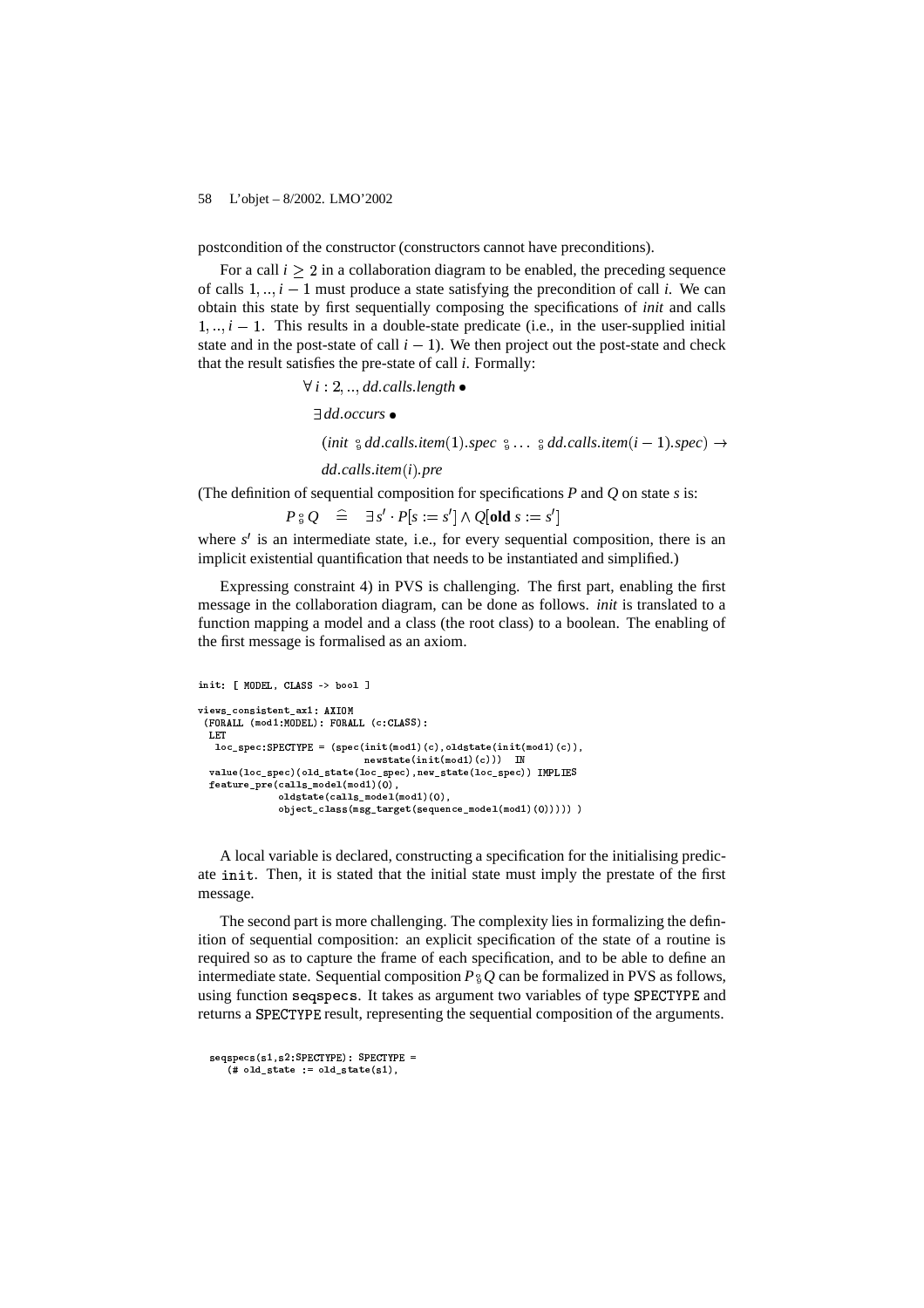postcondition of the constructor (constructors cannot have preconditions).

For a call $i \geq 2$ in a collaboration diagram to be enabled, the preceding sequence of calls $1, .., i-1$ must produce a state satisfying the precondition of call $i$. We can obtain this state by first sequentially composing the specifications of *init* and calls $1, .., i-1$. This results in a double-state predicate (i.e., in the user-supplied initial state and in the post-state of call $i-1$). We then project out the post-state and check that the result satisfies the pre-state of call $i$. Formally:

$$\forall\, i : 2, .., dd.calls.length \bullet$$
$$\exists\, dd.occurs \bullet$$
$$(init \,\mathbin{;}\, dd.calls.item(1).spec \,\mathbin{;} \ldots \mathbin{;}\, dd.calls.item(i-1).spec) \rightarrow$$
$$dd.calls.item(i).pre$$

(The definition of sequential composition for specifications $P$ and $Q$ on state $s$ is:

$$P \mathbin{;} Q \quad \widehat{=} \quad \exists\, s' \cdot P[s := s'] \wedge Q[\textbf{old}\ s := s']$$

where $s'$ is an intermediate state, i.e., for every sequential composition, there is an implicit existential quantification that needs to be instantiated and simplified.)

Expressing constraint 4) in PVS is challenging. The first part, enabling the first message in the collaboration diagram, can be done as follows. *init* is translated to a function mapping a model and a class (the root class) to a boolean. The enabling of the first message is formalised as an axiom.

```
init: [ MODEL, CLASS -> bool ]

views_consistent_ax1: AXIOM
 (FORALL (mod1:MODEL): FORALL (c:CLASS):
  LET
   loc_spec:SPECTYPE = (spec(init(mod1)(c),oldstate(init(mod1)(c)),
                         newstate(init(mod1)(c)))  IN
  value(loc_spec)(old_state(loc_spec),new_state(loc_spec)) IMPLIES
  feature_pre(calls_model(mod1)(0),
             oldstate(calls_model(mod1)(0),
             object_class(msg_target(sequence_model(mod1)(0))))) )
```

A local variable is declared, constructing a specification for the initialising predicate `init`. Then, it is stated that the initial state must imply the prestate of the first message.

The second part is more challenging. The complexity lies in formalizing the definition of sequential composition: an explicit specification of the state of a routine is required so as to capture the frame of each specification, and to be able to define an intermediate state. Sequential composition $P \mathbin{;} Q$ can be formalized in PVS as follows, using function `seqspecs`. It takes as argument two variables of type `SPECTYPE` and returns a `SPECTYPE` result, representing the sequential composition of the arguments.

```
  seqspecs(s1,s2:SPECTYPE): SPECTYPE =
     (# old_state := old_state(s1),
```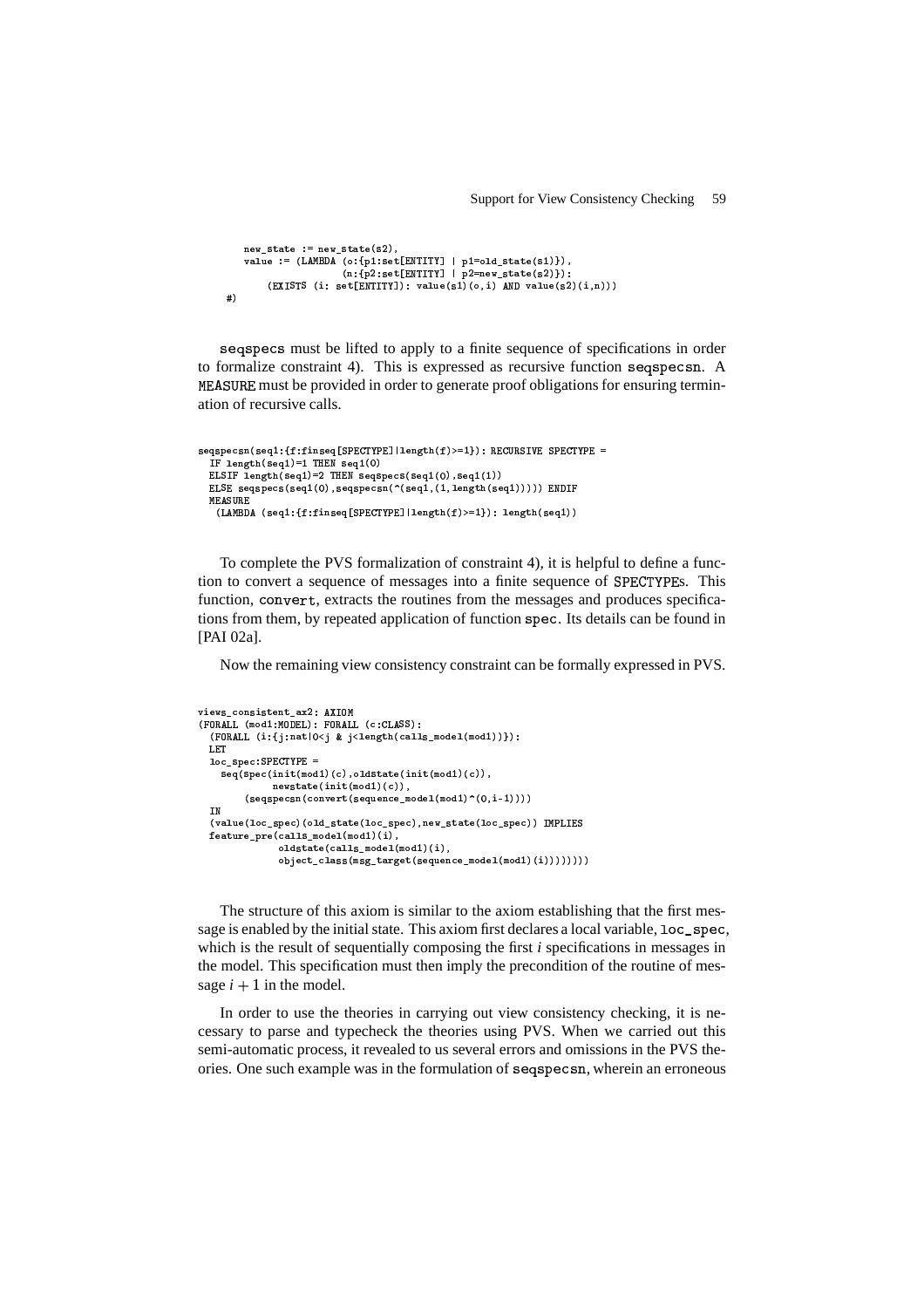```
    new_state := new_state(s2),
    value := (LAMBDA (o:{p1:set[ENTITY] | p1=old_state(s1)}),
                    (n:{p2:set[ENTITY] | p2=new_state(s2)}):
        (EXISTS (i: set[ENTITY]): value(s1)(o,i) AND value(s2)(i,n)))
  #)
```

`seqspecs` must be lifted to apply to a finite sequence of specifications in order to formalize constraint 4). This is expressed as recursive function `seqspecsn`. A `MEASURE` must be provided in order to generate proof obligations for ensuring termination of recursive calls.

```
seqspecsn(seq1:{f:finseq[SPECTYPE]|length(f)>=1}): RECURSIVE SPECTYPE =
  IF length(seq1)=1 THEN seq1(0)
  ELSIF length(seq1)=2 THEN seqspecs(seq1(0),seq1(1))
  ELSE seqspecs(seq1(0),seqspecsn(^(seq1,(1,length(seq1))))) ENDIF
  MEASURE
   (LAMBDA (seq1:{f:finseq[SPECTYPE]|length(f)>=1}): length(seq1))
```

To complete the PVS formalization of constraint 4), it is helpful to define a function to convert a sequence of messages into a finite sequence of `SPECTYPE`s. This function, `convert`, extracts the routines from the messages and produces specifications from them, by repeated application of function `spec`. Its details can be found in [PAI 02a].

Now the remaining view consistency constraint can be formally expressed in PVS.

```
views_consistent_ax2: AXIOM
(FORALL (mod1:MODEL): FORALL (c:CLASS):
  (FORALL (i:{j:nat|0<j & j<length(calls_model(mod1))}):
  LET
  loc_spec:SPECTYPE =
    seq(spec(init(mod1)(c),oldstate(init(mod1)(c)),
            newstate(init(mod1)(c)),
        (seqspecsn(convert(sequence_model(mod1)^(0,i-1))))
  IN
  (value(loc_spec)(old_state(loc_spec),new_state(loc_spec)) IMPLIES
  feature_pre(calls_model(mod1)(i),
             oldstate(calls_model(mod1)(i),
             object_class(msg_target(sequence_model(mod1)(i))))))))
```

The structure of this axiom is similar to the axiom establishing that the first message is enabled by the initial state. This axiom first declares a local variable, `loc_spec`, which is the result of sequentially composing the first *i* specifications in messages in the model. This specification must then imply the precondition of the routine of message $i + 1$ in the model.

In order to use the theories in carrying out view consistency checking, it is necessary to parse and typecheck the theories using PVS. When we carried out this semi-automatic process, it revealed to us several errors and omissions in the PVS theories. One such example was in the formulation of `seqspecsn`, wherein an erroneous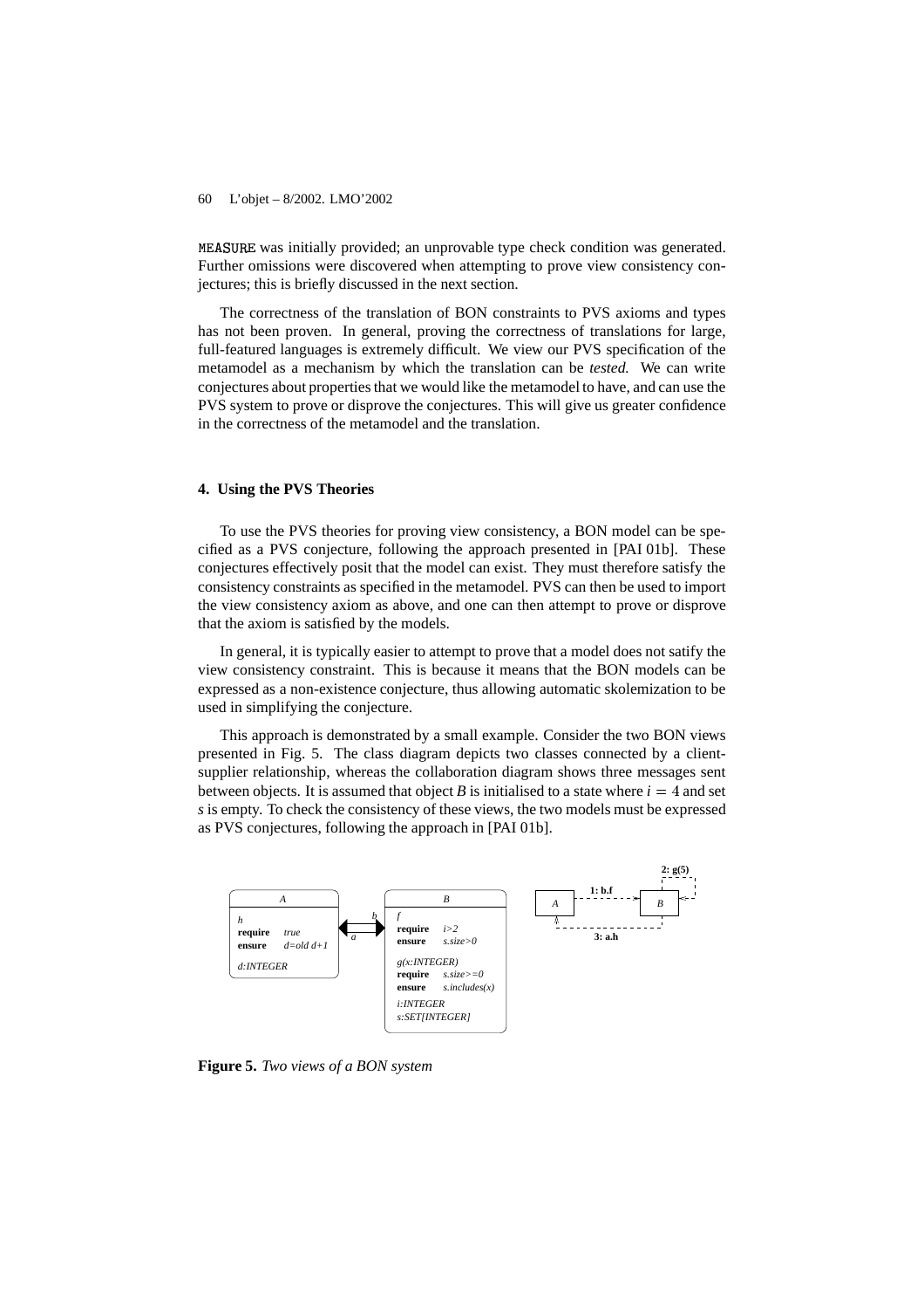MEASURE was initially provided; an unprovable type check condition was generated. Further omissions were discovered when attempting to prove view consistency conjectures; this is briefly discussed in the next section.

The correctness of the translation of BON constraints to PVS axioms and types has not been proven. In general, proving the correctness of translations for large, full-featured languages is extremely difficult. We view our PVS specification of the metamodel as a mechanism by which the translation can be *tested.* We can write conjectures about properties that we would like the metamodel to have, and can use the PVS system to prove or disprove the conjectures. This will give us greater confidence in the correctness of the metamodel and the translation.

## 4. Using the PVS Theories

To use the PVS theories for proving view consistency, a BON model can be specified as a PVS conjecture, following the approach presented in [PAI 01b]. These conjectures effectively posit that the model can exist. They must therefore satisfy the consistency constraints as specified in the metamodel. PVS can then be used to import the view consistency axiom as above, and one can then attempt to prove or disprove that the axiom is satisfied by the models.

In general, it is typically easier to attempt to prove that a model does not satify the view consistency constraint. This is because it means that the BON models can be expressed as a non-existence conjecture, thus allowing automatic skolemization to be used in simplifying the conjecture.

This approach is demonstrated by a small example. Consider the two BON views presented in Fig. 5. The class diagram depicts two classes connected by a client-supplier relationship, whereas the collaboration diagram shows three messages sent between objects. It is assumed that object *B* is initialised to a state where $i = 4$ and set *s* is empty. To check the consistency of these views, the two models must be expressed as PVS conjectures, following the approach in [PAI 01b].

**Figure 5.** *Two views of a BON system*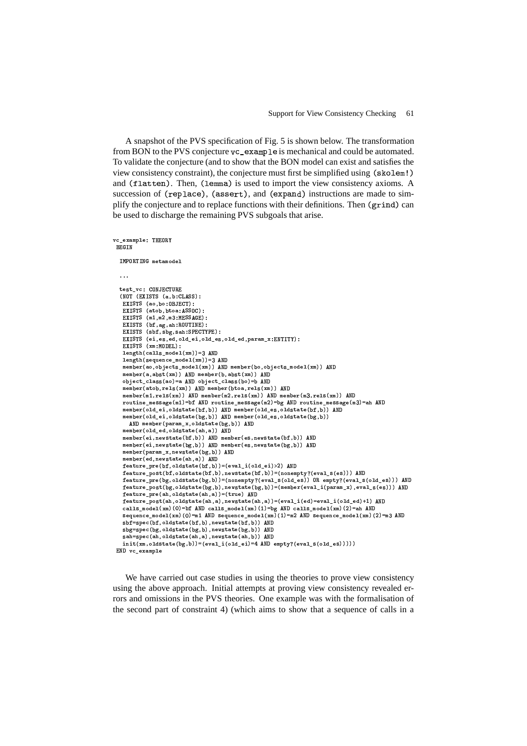A snapshot of the PVS specification of Fig. 5 is shown below. The transformation from BON to the PVS conjecture `vc_example` is mechanical and could be automated. To validate the conjecture (and to show that the BON model can exist and satisfies the view consistency constraint), the conjecture must first be simplified using `(skolem!)` and `(flatten)`. Then, `(lemma)` is used to import the view consistency axioms. A succession of `(replace)`, `(assert)`, and `(expand)` instructions are made to simplify the conjecture and to replace functions with their definitions. Then `(grind)` can be used to discharge the remaining PVS subgoals that arise.

```
vc_example: THEORY
 BEGIN

  IMPORTING metamodel

  ...

  test_vc: CONJECTURE
  (NOT (EXISTS (a,b:CLASS):
   EXISTS (ao,bo:OBJECT):
   EXISTS (atob,btoa:ASSOC):
   EXISTS (m1,m2,m3:MESSAGE):
   EXISTS (bf,ag,ah:ROUTINE):
   EXISTS (sbf,sbg,sah:SPECTYPE):
   EXISTS (ei,es,ed,old_ei,old_es,old_ed,param_x:ENTITY):
   EXISTS (xm:MODEL):
   length(calls_model(xm))=3 AND
   length(sequence_model(xm))=3 AND
   member(ao,objects_model(xm)) AND member(bo,objects_model(xm)) AND
   member(a,abst(xm)) AND member(b,abst(xm)) AND
   object_class(ao)=a AND object_class(bo)=b AND
   member(atob,rels(xm)) AND member(btoa,rels(xm)) AND
   member(m1,rels(xm)) AND member(m2,rels(xm)) AND member(m3,rels(xm)) AND
   routine_message(m1)=bf AND routine_message(m2)=bg AND routine_message(m3)=ah AND
   member(old_ei,oldstate(bf,b)) AND member(old_es,oldstate(bf,b)) AND
   member(old_ei,oldstate(bg,b)) AND member(old_es,oldstate(bg,b))
     AND member(param_x,oldstate(bg,b)) AND
   member(old_ed,oldstate(ah,a)) AND
   member(ei,newstate(bf,b)) AND member(es,newstate(bf,b)) AND
   member(ei,newstate(bg,b)) AND member(es,newstate(bg,b)) AND
   member(param_x,newstate(bg,b)) AND
   member(ed,newstate(ah,a)) AND
   feature_pre(bf,oldstate(bf,b))=(eval_i(old_ei)>2) AND
   feature_post(bf,oldstate(bf,b),newstate(bf,b))=(nonempty?(eval_s(es))) AND
   feature_pre(bg,oldstate(bg,b))=(nonempty?(eval_s(old_es)) OR empty?(eval_s(old_es))) AND
   feature_post(bg,oldstate(bg,b),newstate(bg,b))=(member(eval_i(param_x),eval_s(es))) AND
   feature_pre(ah,oldstate(ah,a))=(true) AND
   feature_post(ah,oldstate(ah,a),newstate(ah,a))=(eval_i(ed)=eval_i(old_ed)+1) AND
   calls_model(xm)(0)=bf AND calls_model(xm)(1)=bg AND calls_model(xm)(2)=ah AND
   sequence_model(xm)(0)=m1 AND sequence_model(xm)(1)=m2 AND sequence_model(xm)(2)=m3 AND
   sbf=spec(bf,oldstate(bf,b),newstate(bf,b)) AND
   sbg=spec(bg,oldstate(bg,b),newstate(bg,b)) AND
   sah=spec(ah,oldstate(ah,a),newstate(ah,b)) AND
   init(xm,oldstate(bg,b))=(eval_i(old_ei)=4 AND empty?(eval_s(old_es)))))
 END vc_example
```

We have carried out case studies in using the theories to prove view consistency using the above approach. Initial attempts at proving view consistency revealed errors and omissions in the PVS theories. One example was with the formalisation of the second part of constraint 4) (which aims to show that a sequence of calls in a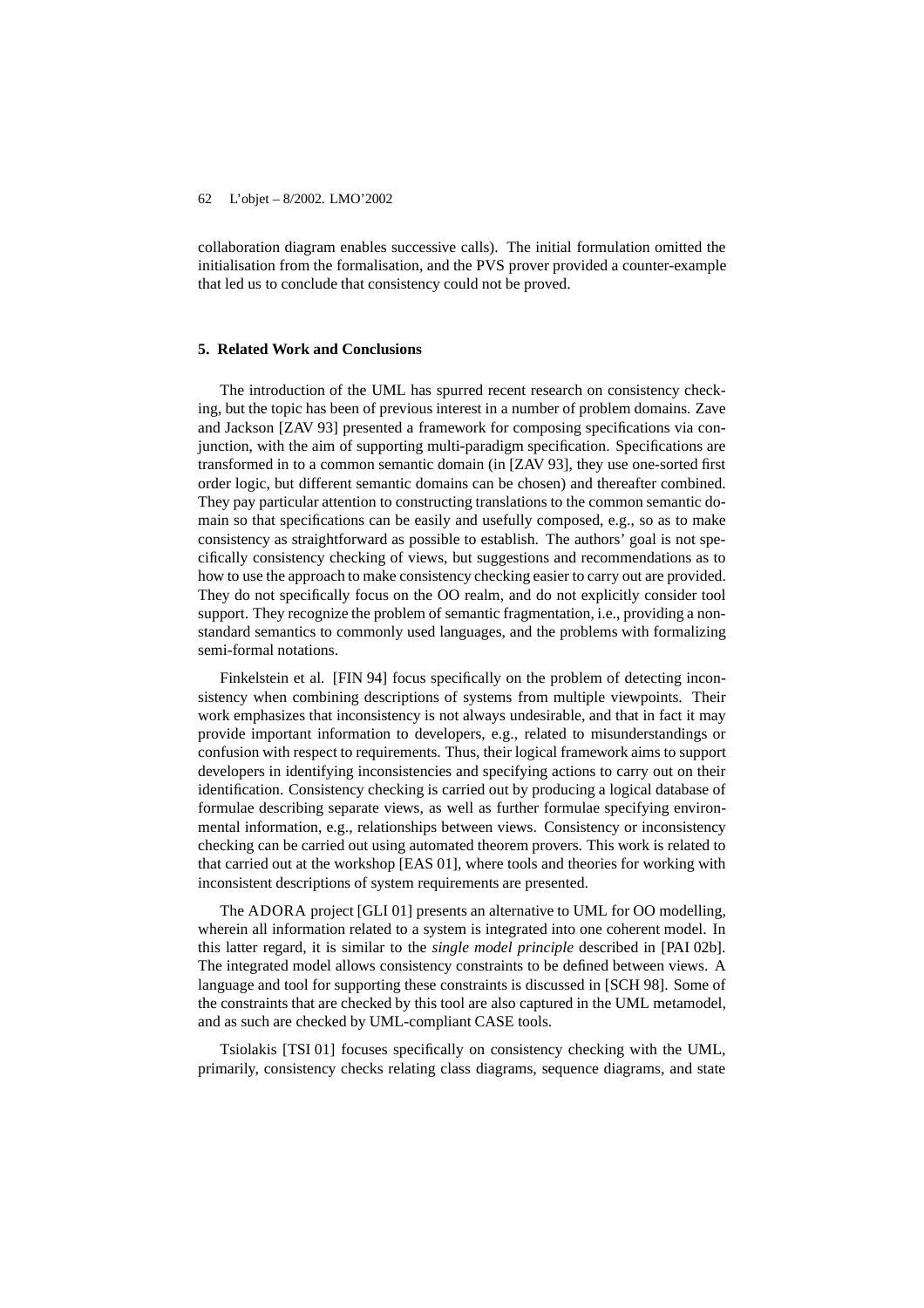collaboration diagram enables successive calls). The initial formulation omitted the initialisation from the formalisation, and the PVS prover provided a counter-example that led us to conclude that consistency could not be proved.

## 5. Related Work and Conclusions

The introduction of the UML has spurred recent research on consistency checking, but the topic has been of previous interest in a number of problem domains. Zave and Jackson [ZAV 93] presented a framework for composing specifications via conjunction, with the aim of supporting multi-paradigm specification. Specifications are transformed in to a common semantic domain (in [ZAV 93], they use one-sorted first order logic, but different semantic domains can be chosen) and thereafter combined. They pay particular attention to constructing translations to the common semantic domain so that specifications can be easily and usefully composed, e.g., so as to make consistency as straightforward as possible to establish. The authors' goal is not specifically consistency checking of views, but suggestions and recommendations as to how to use the approach to make consistency checking easier to carry out are provided. They do not specifically focus on the OO realm, and do not explicitly consider tool support. They recognize the problem of semantic fragmentation, i.e., providing a nonstandard semantics to commonly used languages, and the problems with formalizing semi-formal notations.

Finkelstein et al. [FIN 94] focus specifically on the problem of detecting inconsistency when combining descriptions of systems from multiple viewpoints. Their work emphasizes that inconsistency is not always undesirable, and that in fact it may provide important information to developers, e.g., related to misunderstandings or confusion with respect to requirements. Thus, their logical framework aims to support developers in identifying inconsistencies and specifying actions to carry out on their identification. Consistency checking is carried out by producing a logical database of formulae describing separate views, as well as further formulae specifying environmental information, e.g., relationships between views. Consistency or inconsistency checking can be carried out using automated theorem provers. This work is related to that carried out at the workshop [EAS 01], where tools and theories for working with inconsistent descriptions of system requirements are presented.

The ADORA project [GLI 01] presents an alternative to UML for OO modelling, wherein all information related to a system is integrated into one coherent model. In this latter regard, it is similar to the *single model principle* described in [PAI 02b]. The integrated model allows consistency constraints to be defined between views. A language and tool for supporting these constraints is discussed in [SCH 98]. Some of the constraints that are checked by this tool are also captured in the UML metamodel, and as such are checked by UML-compliant CASE tools.

Tsiolakis [TSI 01] focuses specifically on consistency checking with the UML, primarily, consistency checks relating class diagrams, sequence diagrams, and state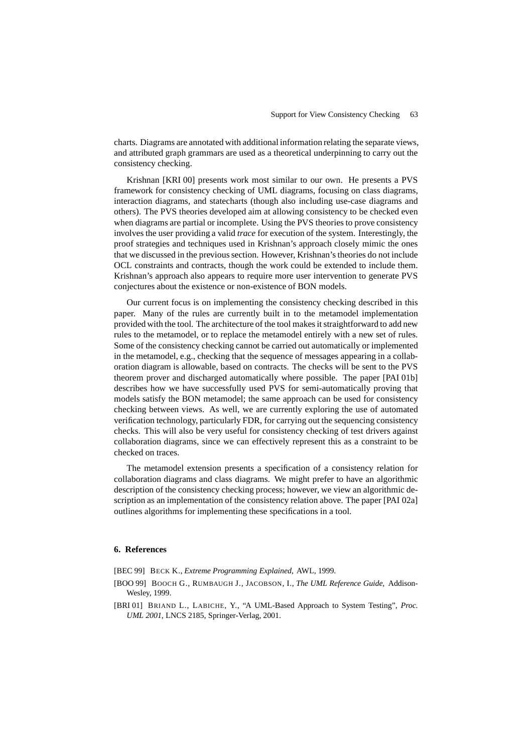charts. Diagrams are annotated with additional information relating the separate views, and attributed graph grammars are used as a theoretical underpinning to carry out the consistency checking.

Krishnan [KRI 00] presents work most similar to our own. He presents a PVS framework for consistency checking of UML diagrams, focusing on class diagrams, interaction diagrams, and statecharts (though also including use-case diagrams and others). The PVS theories developed aim at allowing consistency to be checked even when diagrams are partial or incomplete. Using the PVS theories to prove consistency involves the user providing a valid *trace* for execution of the system. Interestingly, the proof strategies and techniques used in Krishnan's approach closely mimic the ones that we discussed in the previous section. However, Krishnan's theories do not include OCL constraints and contracts, though the work could be extended to include them. Krishnan's approach also appears to require more user intervention to generate PVS conjectures about the existence or non-existence of BON models.

Our current focus is on implementing the consistency checking described in this paper. Many of the rules are currently built in to the metamodel implementation provided with the tool. The architecture of the tool makes it straightforward to add new rules to the metamodel, or to replace the metamodel entirely with a new set of rules. Some of the consistency checking cannot be carried out automatically or implemented in the metamodel, e.g., checking that the sequence of messages appearing in a collaboration diagram is allowable, based on contracts. The checks will be sent to the PVS theorem prover and discharged automatically where possible. The paper [PAI 01b] describes how we have successfully used PVS for semi-automatically proving that models satisfy the BON metamodel; the same approach can be used for consistency checking between views. As well, we are currently exploring the use of automated verification technology, particularly FDR, for carrying out the sequencing consistency checks. This will also be very useful for consistency checking of test drivers against collaboration diagrams, since we can effectively represent this as a constraint to be checked on traces.

The metamodel extension presents a specification of a consistency relation for collaboration diagrams and class diagrams. We might prefer to have an algorithmic description of the consistency checking process; however, we view an algorithmic description as an implementation of the consistency relation above. The paper [PAI 02a] outlines algorithms for implementing these specifications in a tool.

## 6. References

[BEC 99] BECK K., *Extreme Programming Explained*, AWL, 1999.

[BOO 99] BOOCH G., RUMBAUGH J., JACOBSON, I., *The UML Reference Guide*, Addison-Wesley, 1999.

[BRI 01] BRIAND L., LABICHE, Y., "A UML-Based Approach to System Testing", *Proc. UML 2001*, LNCS 2185, Springer-Verlag, 2001.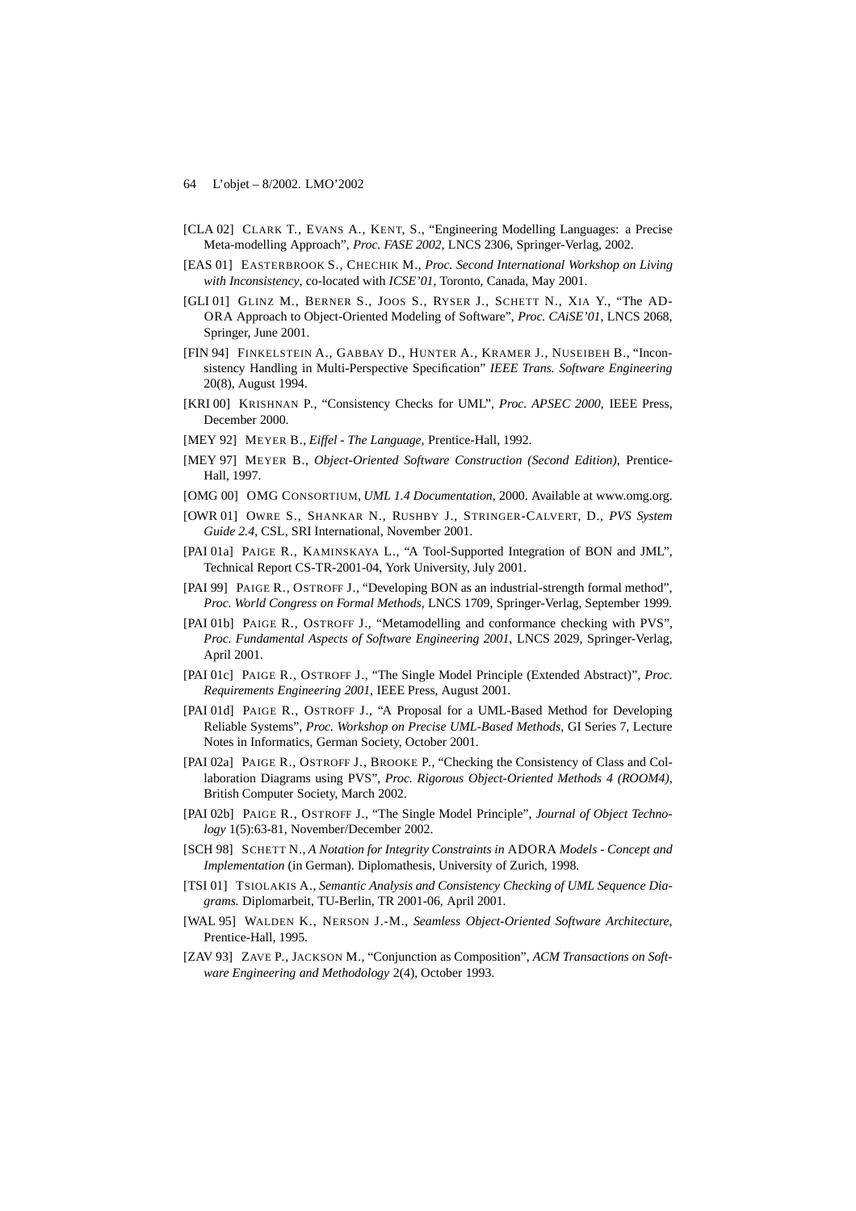[CLA 02] CLARK T., EVANS A., KENT, S., "Engineering Modelling Languages: a Precise Meta-modelling Approach", *Proc. FASE 2002*, LNCS 2306, Springer-Verlag, 2002.

[EAS 01] EASTERBROOK S., CHECHIK M., *Proc. Second International Workshop on Living with Inconsistency*, co-located with *ICSE'01*, Toronto, Canada, May 2001.

[GLI 01] GLINZ M., BERNER S., JOOS S., RYSER J., SCHETT N., XIA Y., "The ADORA Approach to Object-Oriented Modeling of Software", *Proc. CAiSE'01*, LNCS 2068, Springer, June 2001.

[FIN 94] FINKELSTEIN A., GABBAY D., HUNTER A., KRAMER J., NUSEIBEH B., "Inconsistency Handling in Multi-Perspective Specification" *IEEE Trans. Software Engineering* 20(8), August 1994.

[KRI 00] KRISHNAN P., "Consistency Checks for UML", *Proc. APSEC 2000*, IEEE Press, December 2000.

[MEY 92] MEYER B., *Eiffel - The Language*, Prentice-Hall, 1992.

[MEY 97] MEYER B., *Object-Oriented Software Construction (Second Edition)*, Prentice-Hall, 1997.

[OMG 00] OMG CONSORTIUM, *UML 1.4 Documentation*, 2000. Available at www.omg.org.

[OWR 01] OWRE S., SHANKAR N., RUSHBY J., STRINGER-CALVERT, D., *PVS System Guide 2.4*, CSL, SRI International, November 2001.

[PAI 01a] PAIGE R., KAMINSKAYA L., "A Tool-Supported Integration of BON and JML", Technical Report CS-TR-2001-04, York University, July 2001.

[PAI 99] PAIGE R., OSTROFF J., "Developing BON as an industrial-strength formal method", *Proc. World Congress on Formal Methods*, LNCS 1709, Springer-Verlag, September 1999.

[PAI 01b] PAIGE R., OSTROFF J., "Metamodelling and conformance checking with PVS", *Proc. Fundamental Aspects of Software Engineering 2001*, LNCS 2029, Springer-Verlag, April 2001.

[PAI 01c] PAIGE R., OSTROFF J., "The Single Model Principle (Extended Abstract)", *Proc. Requirements Engineering 2001*, IEEE Press, August 2001.

[PAI 01d] PAIGE R., OSTROFF J., "A Proposal for a UML-Based Method for Developing Reliable Systems", *Proc. Workshop on Precise UML-Based Methods*, GI Series 7, Lecture Notes in Informatics, German Society, October 2001.

[PAI 02a] PAIGE R., OSTROFF J., BROOKE P., "Checking the Consistency of Class and Collaboration Diagrams using PVS", *Proc. Rigorous Object-Oriented Methods 4 (ROOM4)*, British Computer Society, March 2002.

[PAI 02b] PAIGE R., OSTROFF J., "The Single Model Principle", *Journal of Object Technology* 1(5):63-81, November/December 2002.

[SCH 98] SCHETT N., *A Notation for Integrity Constraints in* ADORA *Models - Concept and Implementation* (in German). Diplomathesis, University of Zurich, 1998.

[TSI 01] TSIOLAKIS A., *Semantic Analysis and Consistency Checking of UML Sequence Diagrams.* Diplomarbeit, TU-Berlin, TR 2001-06, April 2001.

[WAL 95] WALDEN K., NERSON J.-M., *Seamless Object-Oriented Software Architecture*, Prentice-Hall, 1995.

[ZAV 93] ZAVE P., JACKSON M., "Conjunction as Composition", *ACM Transactions on Software Engineering and Methodology* 2(4), October 1993.